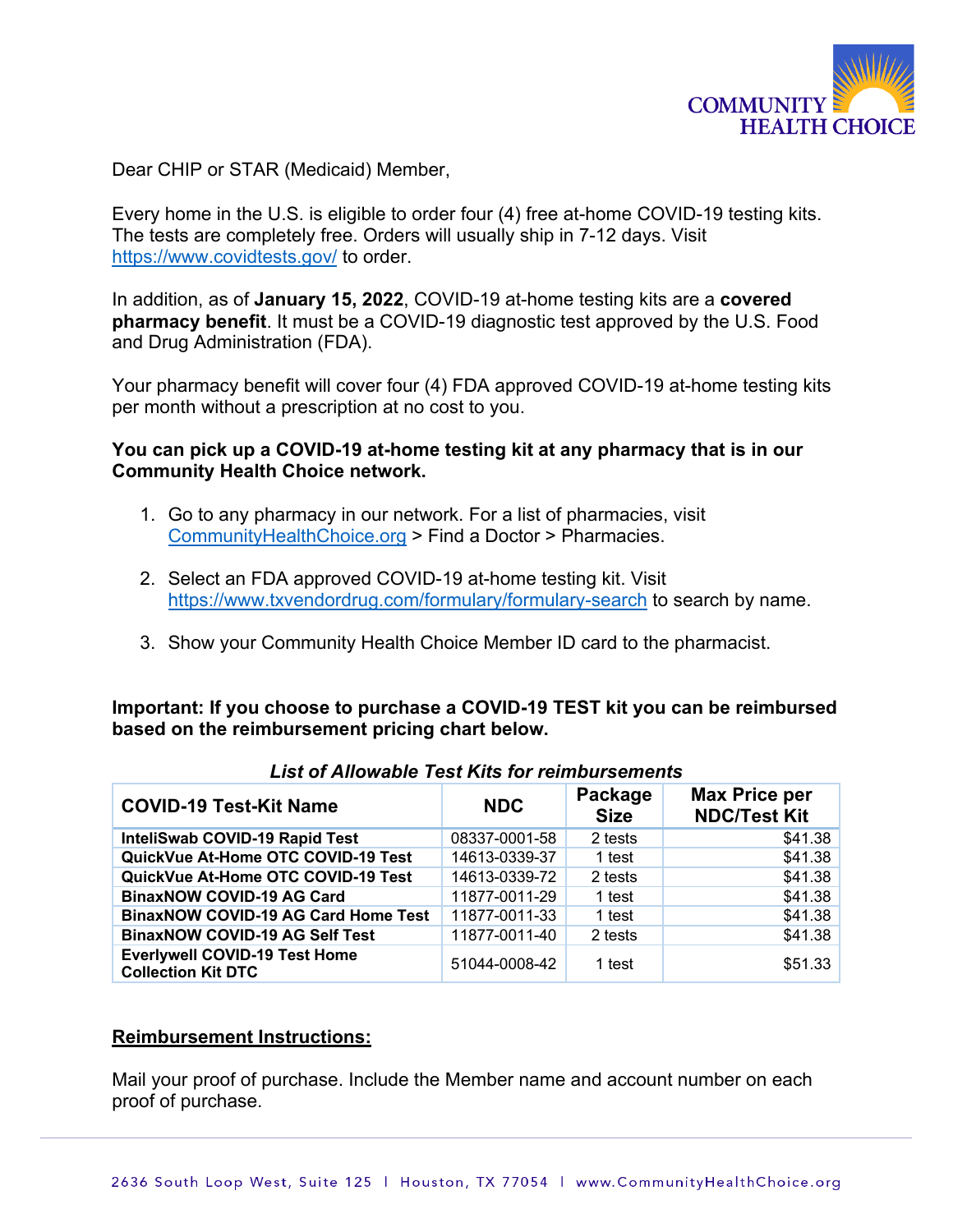COMMUNITY HEALTH CHOICE

Dear CHIP or STAR (Medicaid) Member,

Every home in the U.S. is eligible to order four (4) free at-home COVID-19 testing kits. The tests are completely free. Orders will usually ship in 7-12 days. Visit https://www.covidtests.gov/ to order.

In addition, as of **January 15, 2022**, COVID-19 at-home testing kits are a **covered pharmacy benefit**. It must be a COVID-19 diagnostic test approved by the U.S. Food and Drug Administration (FDA).

Your pharmacy benefit will cover four (4) FDA approved COVID-19 at-home testing kits per month without a prescription at no cost to you.

**You can pick up a COVID-19 at-home testing kit at any pharmacy that is in our Community Health Choice network.**

1. Go to any pharmacy in our network. For a list of pharmacies, visit CommunityHealthChoice.org > Find a Doctor > Pharmacies.
2. Select an FDA approved COVID-19 at-home testing kit. Visit https://www.txvendordrug.com/formulary/formulary-search to search by name.
3. Show your Community Health Choice Member ID card to the pharmacist.

**Important: If you choose to purchase a COVID-19 TEST kit you can be reimbursed based on the reimbursement pricing chart below.**

***List of Allowable Test Kits for reimbursements***

| COVID-19 Test-Kit Name | NDC | Package Size | Max Price per NDC/Test Kit |
|---|---|---|---|
| **InteliSwab COVID-19 Rapid Test** | 08337-0001-58 | 2 tests | $41.38 |
| **QuickVue At-Home OTC COVID-19 Test** | 14613-0339-37 | 1 test | $41.38 |
| **QuickVue At-Home OTC COVID-19 Test** | 14613-0339-72 | 2 tests | $41.38 |
| **BinaxNOW COVID-19 AG Card** | 11877-0011-29 | 1 test | $41.38 |
| **BinaxNOW COVID-19 AG Card Home Test** | 11877-0011-33 | 1 test | $41.38 |
| **BinaxNOW COVID-19 AG Self Test** | 11877-0011-40 | 2 tests | $41.38 |
| **Everlywell COVID-19 Test Home Collection Kit DTC** | 51044-0008-42 | 1 test | $51.33 |

**<u>Reimbursement Instructions:</u>**

Mail your proof of purchase. Include the Member name and account number on each proof of purchase.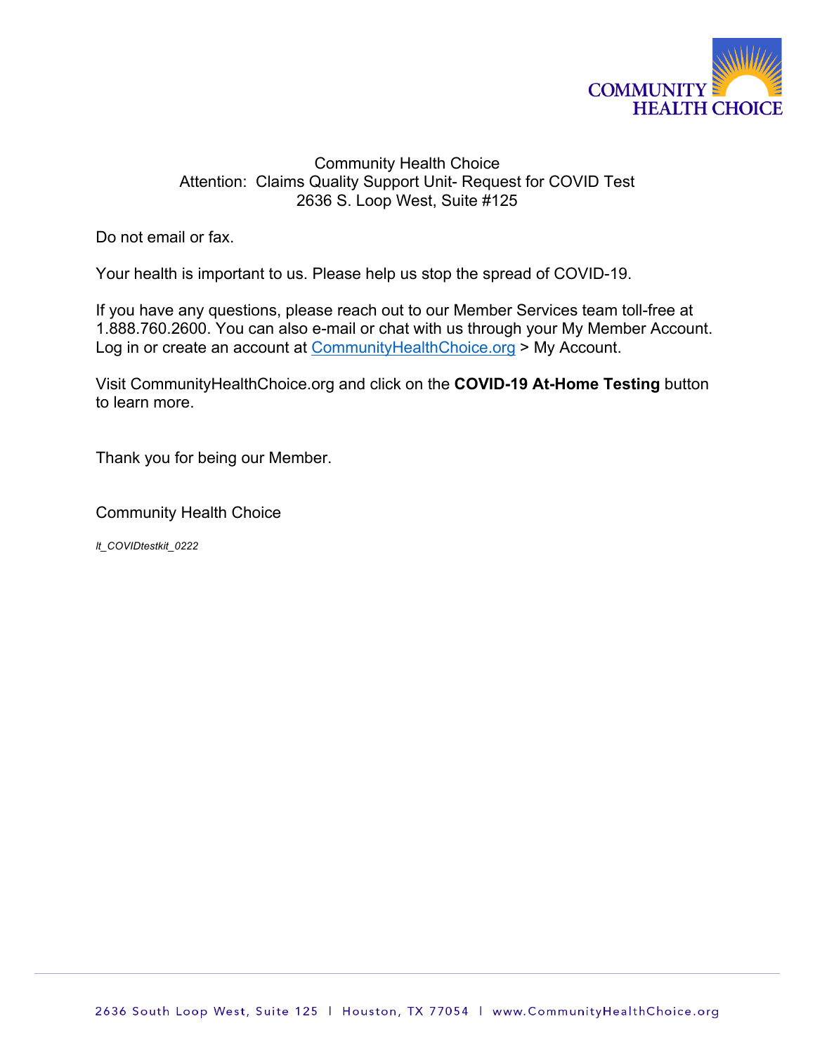Community Health Choice
Attention: Claims Quality Support Unit- Request for COVID Test
2636 S. Loop West, Suite #125

Do not email or fax.

Your health is important to us. Please help us stop the spread of COVID-19.

If you have any questions, please reach out to our Member Services team toll-free at 1.888.760.2600. You can also e-mail or chat with us through your My Member Account. Log in or create an account at [CommunityHealthChoice.org](http://CommunityHealthChoice.org) > My Account.

Visit CommunityHealthChoice.org and click on the **COVID-19 At-Home Testing** button to learn more.

Thank you for being our Member.

Community Health Choice

*lt_COVIDtestkit_0222*

2636 South Loop West, Suite 125 | Houston, TX 77054 | www.CommunityHealthChoice.org